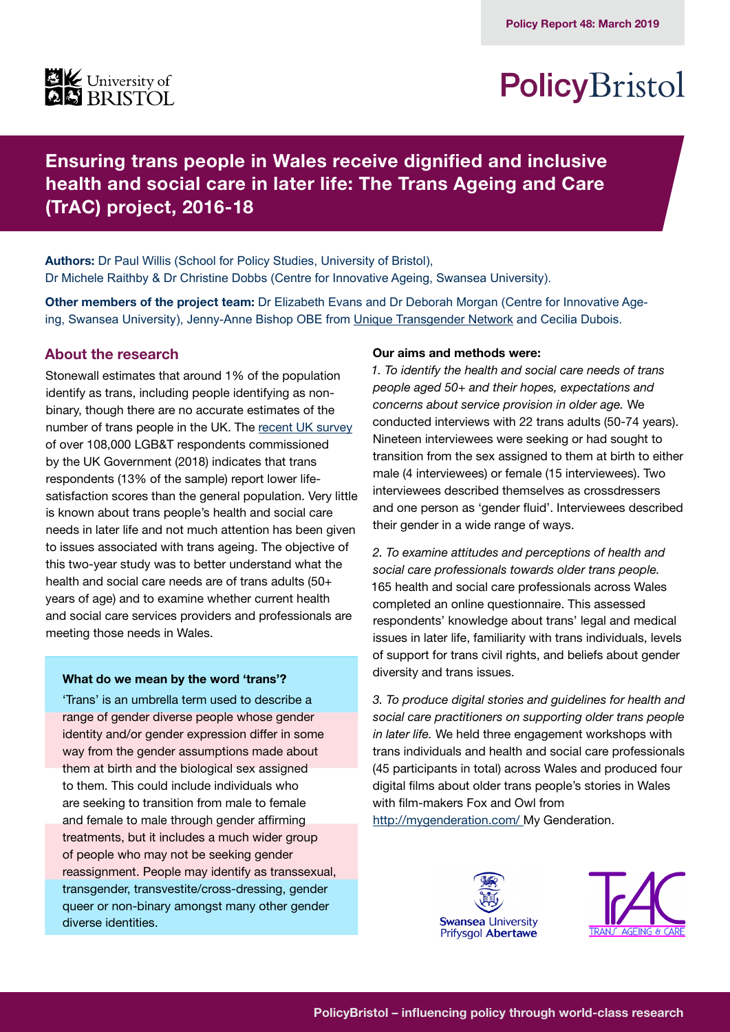Policy Report 48: March 2019

# Ensuring trans people in Wales receive dignified and inclusive health and social care in later life: The Trans Ageing and Care (TrAC) project, 2016-18

**Authors:** Dr Paul Willis (School for Policy Studies, University of Bristol), Dr Michele Raithby & Dr Christine Dobbs (Centre for Innovative Ageing, Swansea University).

**Other members of the project team:** Dr Elizabeth Evans and Dr Deborah Morgan (Centre for Innovative Ageing, Swansea University), Jenny-Anne Bishop OBE from Unique Transgender Network and Cecilia Dubois.

## About the research

Stonewall estimates that around 1% of the population identify as trans, including people identifying as non-binary, though there are no accurate estimates of the number of trans people in the UK. The recent UK survey of over 108,000 LGB&T respondents commissioned by the UK Government (2018) indicates that trans respondents (13% of the sample) report lower life-satisfaction scores than the general population. Very little is known about trans people's health and social care needs in later life and not much attention has been given to issues associated with trans ageing. The objective of this two-year study was to better understand what the health and social care needs are of trans adults (50+ years of age) and to examine whether current health and social care services providers and professionals are meeting those needs in Wales.

### What do we mean by the word 'trans'?

'Trans' is an umbrella term used to describe a range of gender diverse people whose gender identity and/or gender expression differ in some way from the gender assumptions made about them at birth and the biological sex assigned to them. This could include individuals who are seeking to transition from male to female and female to male through gender affirming treatments, but it includes a much wider group of people who may not be seeking gender reassignment. People may identify as transsexual, transgender, transvestite/cross-dressing, gender queer or non-binary amongst many other gender diverse identities.

**Our aims and methods were:**

1. *To identify the health and social care needs of trans people aged 50+ and their hopes, expectations and concerns about service provision in older age.* We conducted interviews with 22 trans adults (50-74 years). Nineteen interviewees were seeking or had sought to transition from the sex assigned to them at birth to either male (4 interviewees) or female (15 interviewees). Two interviewees described themselves as crossdressers and one person as 'gender fluid'. Interviewees described their gender in a wide range of ways.

2. *To examine attitudes and perceptions of health and social care professionals towards older trans people.* 165 health and social care professionals across Wales completed an online questionnaire. This assessed respondents' knowledge about trans' legal and medical issues in later life, familiarity with trans individuals, levels of support for trans civil rights, and beliefs about gender diversity and trans issues.

3. *To produce digital stories and guidelines for health and social care practitioners on supporting older trans people in later life.* We held three engagement workshops with trans individuals and health and social care professionals (45 participants in total) across Wales and produced four digital films about older trans people's stories in Wales with film-makers Fox and Owl from http://mygenderation.com/ My Genderation.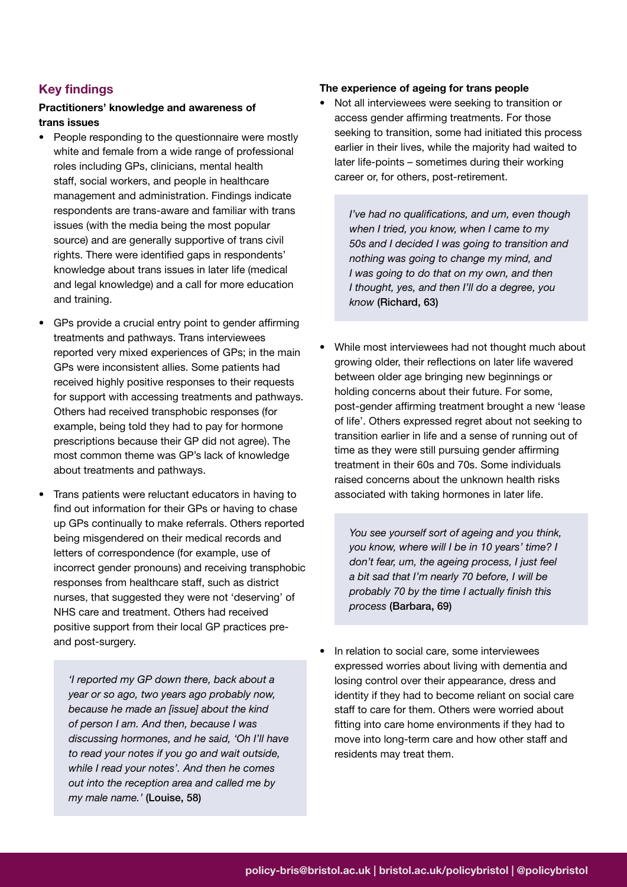## Key findings

### Practitioners' knowledge and awareness of trans issues

- People responding to the questionnaire were mostly white and female from a wide range of professional roles including GPs, clinicians, mental health staff, social workers, and people in healthcare management and administration. Findings indicate respondents are trans-aware and familiar with trans issues (with the media being the most popular source) and are generally supportive of trans civil rights. There were identified gaps in respondents' knowledge about trans issues in later life (medical and legal knowledge) and a call for more education and training.
- GPs provide a crucial entry point to gender affirming treatments and pathways. Trans interviewees reported very mixed experiences of GPs; in the main GPs were inconsistent allies. Some patients had received highly positive responses to their requests for support with accessing treatments and pathways. Others had received transphobic responses (for example, being told they had to pay for hormone prescriptions because their GP did not agree). The most common theme was GP's lack of knowledge about treatments and pathways.
- Trans patients were reluctant educators in having to find out information for their GPs or having to chase up GPs continually to make referrals. Others reported being misgendered on their medical records and letters of correspondence (for example, use of incorrect gender pronouns) and receiving transphobic responses from healthcare staff, such as district nurses, that suggested they were not 'deserving' of NHS care and treatment. Others had received positive support from their local GP practices pre- and post-surgery.

> *'I reported my GP down there, back about a year or so ago, two years ago probably now, because he made an [issue] about the kind of person I am. And then, because I was discussing hormones, and he said, 'Oh I'll have to read your notes if you go and wait outside, while I read your notes'. And then he comes out into the reception area and called me by my male name.'* **(Louise, 58)**

### The experience of ageing for trans people

- Not all interviewees were seeking to transition or access gender affirming treatments. For those seeking to transition, some had initiated this process earlier in their lives, while the majority had waited to later life-points – sometimes during their working career or, for others, post-retirement.

> *I've had no qualifications, and um, even though when I tried, you know, when I came to my 50s and I decided I was going to transition and nothing was going to change my mind, and I was going to do that on my own, and then I thought, yes, and then I'll do a degree, you know* **(Richard, 63)**

- While most interviewees had not thought much about growing older, their reflections on later life wavered between older age bringing new beginnings or holding concerns about their future. For some, post-gender affirming treatment brought a new 'lease of life'. Others expressed regret about not seeking to transition earlier in life and a sense of running out of time as they were still pursuing gender affirming treatment in their 60s and 70s. Some individuals raised concerns about the unknown health risks associated with taking hormones in later life.

> *You see yourself sort of ageing and you think, you know, where will I be in 10 years' time? I don't fear, um, the ageing process, I just feel a bit sad that I'm nearly 70 before, I will be probably 70 by the time I actually finish this process* **(Barbara, 69)**

- In relation to social care, some interviewees expressed worries about living with dementia and losing control over their appearance, dress and identity if they had to become reliant on social care staff to care for them. Others were worried about fitting into care home environments if they had to move into long-term care and how other staff and residents may treat them.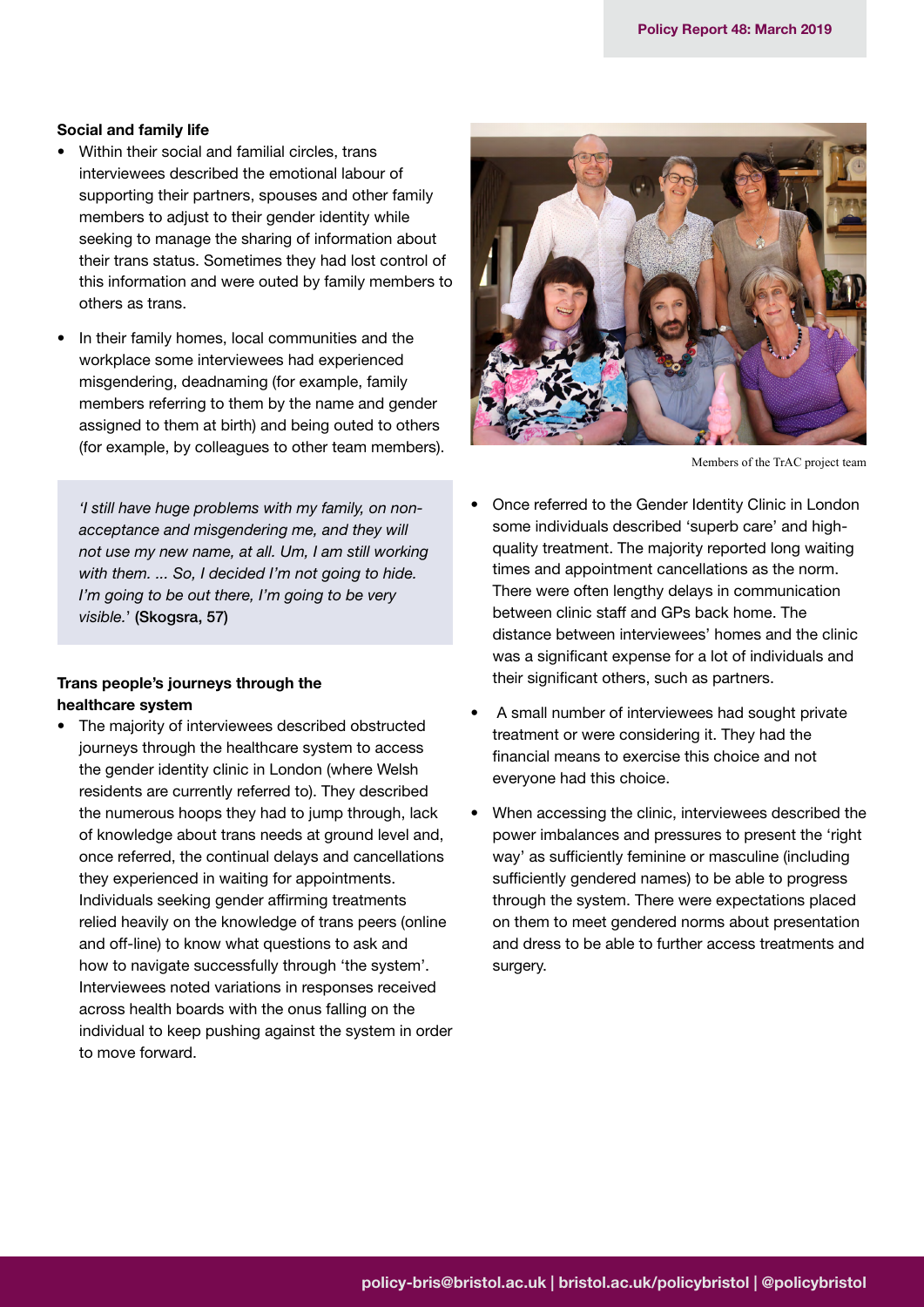### Social and family life

- Within their social and familial circles, trans interviewees described the emotional labour of supporting their partners, spouses and other family members to adjust to their gender identity while seeking to manage the sharing of information about their trans status. Sometimes they had lost control of this information and were outed by family members to others as trans.
- In their family homes, local communities and the workplace some interviewees had experienced misgendering, deadnaming (for example, family members referring to them by the name and gender assigned to them at birth) and being outed to others (for example, by colleagues to other team members).

> *'I still have huge problems with my family, on non-acceptance and misgendering me, and they will not use my new name, at all. Um, I am still working with them. ... So, I decided I'm not going to hide. I'm going to be out there, I'm going to be very visible.'* **(Skogsra, 57)**

### Trans people's journeys through the healthcare system

- The majority of interviewees described obstructed journeys through the healthcare system to access the gender identity clinic in London (where Welsh residents are currently referred to). They described the numerous hoops they had to jump through, lack of knowledge about trans needs at ground level and, once referred, the continual delays and cancellations they experienced in waiting for appointments. Individuals seeking gender affirming treatments relied heavily on the knowledge of trans peers (online and off-line) to know what questions to ask and how to navigate successfully through 'the system'. Interviewees noted variations in responses received across health boards with the onus falling on the individual to keep pushing against the system in order to move forward.

Members of the TrAC project team

- Once referred to the Gender Identity Clinic in London some individuals described 'superb care' and high-quality treatment. The majority reported long waiting times and appointment cancellations as the norm. There were often lengthy delays in communication between clinic staff and GPs back home. The distance between interviewees' homes and the clinic was a significant expense for a lot of individuals and their significant others, such as partners.
- A small number of interviewees had sought private treatment or were considering it. They had the financial means to exercise this choice and not everyone had this choice.
- When accessing the clinic, interviewees described the power imbalances and pressures to present the 'right way' as sufficiently feminine or masculine (including sufficiently gendered names) to be able to progress through the system. There were expectations placed on them to meet gendered norms about presentation and dress to be able to further access treatments and surgery.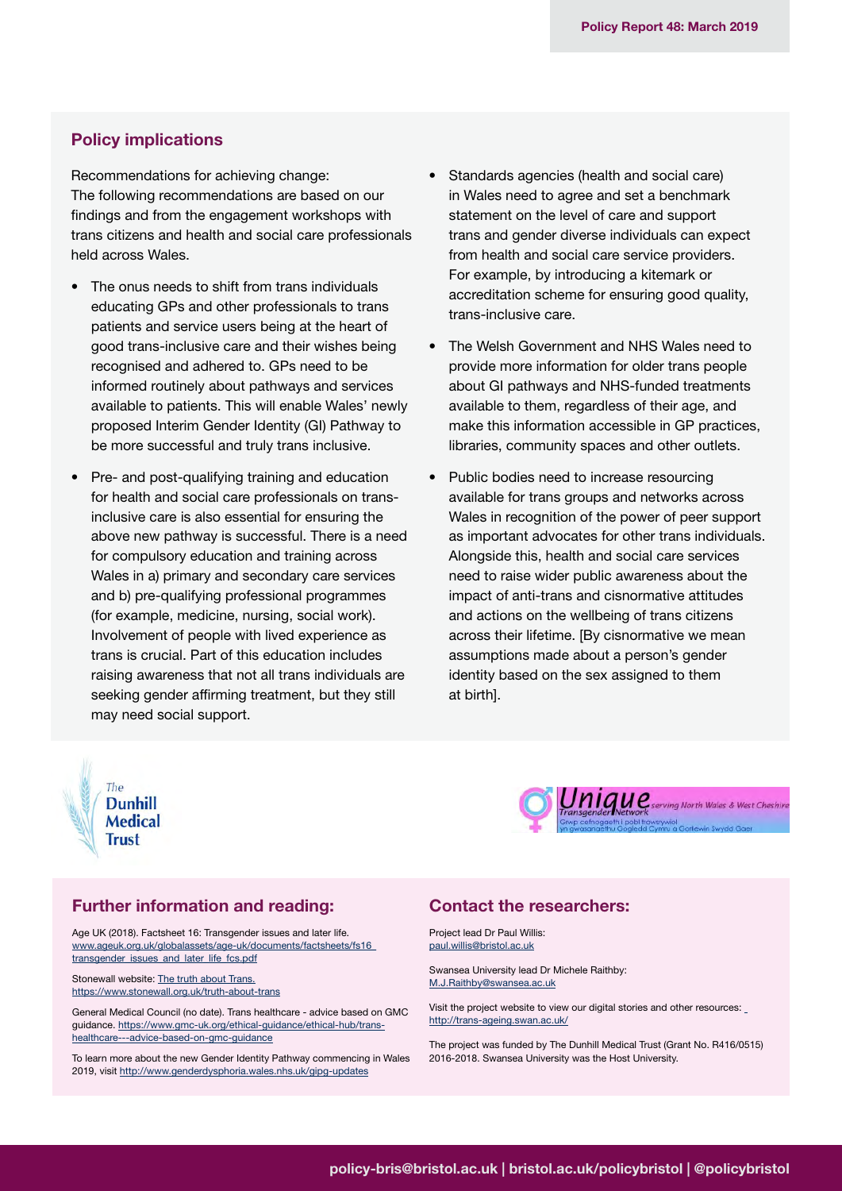## Policy implications

Recommendations for achieving change:
The following recommendations are based on our findings and from the engagement workshops with trans citizens and health and social care professionals held across Wales.

- The onus needs to shift from trans individuals educating GPs and other professionals to trans patients and service users being at the heart of good trans-inclusive care and their wishes being recognised and adhered to. GPs need to be informed routinely about pathways and services available to patients. This will enable Wales' newly proposed Interim Gender Identity (GI) Pathway to be more successful and truly trans inclusive.
- Pre- and post-qualifying training and education for health and social care professionals on trans-inclusive care is also essential for ensuring the above new pathway is successful. There is a need for compulsory education and training across Wales in a) primary and secondary care services and b) pre-qualifying professional programmes (for example, medicine, nursing, social work). Involvement of people with lived experience as trans is crucial. Part of this education includes raising awareness that not all trans individuals are seeking gender affirming treatment, but they still may need social support.
- Standards agencies (health and social care) in Wales need to agree and set a benchmark statement on the level of care and support trans and gender diverse individuals can expect from health and social care service providers. For example, by introducing a kitemark or accreditation scheme for ensuring good quality, trans-inclusive care.
- The Welsh Government and NHS Wales need to provide more information for older trans people about GI pathways and NHS-funded treatments available to them, regardless of their age, and make this information accessible in GP practices, libraries, community spaces and other outlets.
- Public bodies need to increase resourcing available for trans groups and networks across Wales in recognition of the power of peer support as important advocates for other trans individuals. Alongside this, health and social care services need to raise wider public awareness about the impact of anti-trans and cisnormative attitudes and actions on the wellbeing of trans citizens across their lifetime. [By cisnormative we mean assumptions made about a person's gender identity based on the sex assigned to them at birth].

The Dunhill Medical Trust

Unique Transgender Network serving North Wales & West Cheshire
Grŵp cefnogaeth i pobl trawsryiwiol yn gwasanaethu Gogledd Cymru a Gorllewin Swydd Gaer

## Further information and reading:

Age UK (2018). Factsheet 16: Transgender issues and later life. www.ageuk.org.uk/globalassets/age-uk/documents/factsheets/fs16_transgender_issues_and_later_life_fcs.pdf

Stonewall website: The truth about Trans. https://www.stonewall.org.uk/truth-about-trans

General Medical Council (no date). Trans healthcare - advice based on GMC guidance. https://www.gmc-uk.org/ethical-guidance/ethical-hub/trans-healthcare---advice-based-on-gmc-guidance

To learn more about the new Gender Identity Pathway commencing in Wales 2019, visit http://www.genderdysphoria.wales.nhs.uk/gipg-updates

## Contact the researchers:

Project lead Dr Paul Willis: paul.willis@bristol.ac.uk

Swansea University lead Dr Michele Raithby: M.J.Raithby@swansea.ac.uk

Visit the project website to view our digital stories and other resources: http://trans-ageing.swan.ac.uk/

The project was funded by The Dunhill Medical Trust (Grant No. R416/0515) 2016-2018. Swansea University was the Host University.